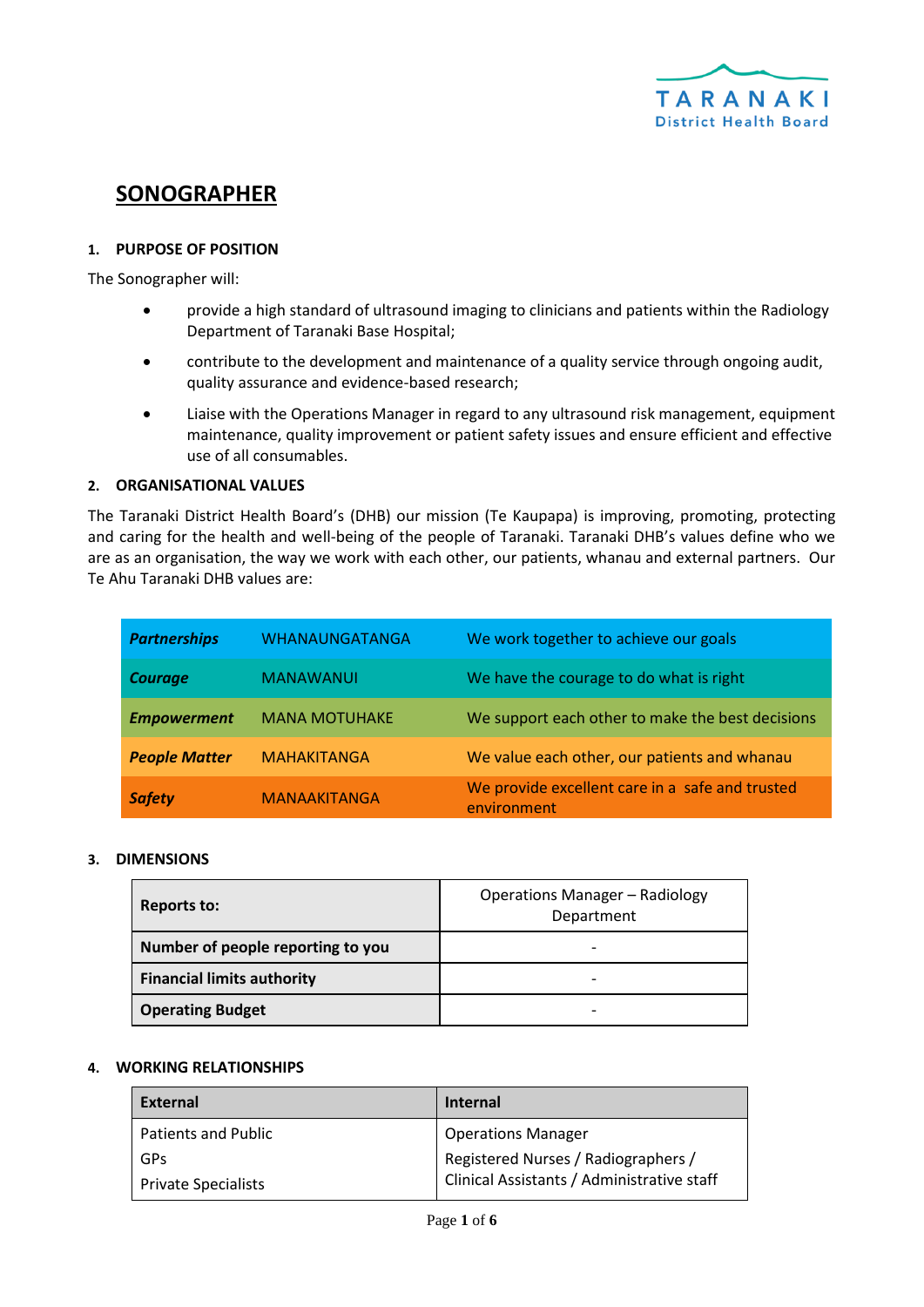TARANAKI
District Health Board

# SONOGRAPHER

## 1. PURPOSE OF POSITION

The Sonographer will:

- provide a high standard of ultrasound imaging to clinicians and patients within the Radiology Department of Taranaki Base Hospital;
- contribute to the development and maintenance of a quality service through ongoing audit, quality assurance and evidence-based research;
- Liaise with the Operations Manager in regard to any ultrasound risk management, equipment maintenance, quality improvement or patient safety issues and ensure efficient and effective use of all consumables.

## 2. ORGANISATIONAL VALUES

The Taranaki District Health Board's (DHB) our mission (Te Kaupapa) is improving, promoting, protecting and caring for the health and well-being of the people of Taranaki. Taranaki DHB's values define who we are as an organisation, the way we work with each other, our patients, whanau and external partners. Our Te Ahu Taranaki DHB values are:

| | | |
|---|---|---|
| ***Partnerships*** | WHANAUNGATANGA | We work together to achieve our goals |
| ***Courage*** | MANAWANUI | We have the courage to do what is right |
| ***Empowerment*** | MANA MOTUHAKE | We support each other to make the best decisions |
| ***People Matter*** | MAHAKITANGA | We value each other, our patients and whanau |
| ***Safety*** | MANAAKITANGA | We provide excellent care in a safe and trusted environment |

## 3. DIMENSIONS

| | |
|---|---|
| **Reports to:** | Operations Manager – Radiology Department |
| **Number of people reporting to you** | - |
| **Financial limits authority** | - |
| **Operating Budget** | - |

## 4. WORKING RELATIONSHIPS

| External | Internal |
|---|---|
| Patients and Public<br>GPs<br>Private Specialists | Operations Manager<br>Registered Nurses / Radiographers / Clinical Assistants / Administrative staff |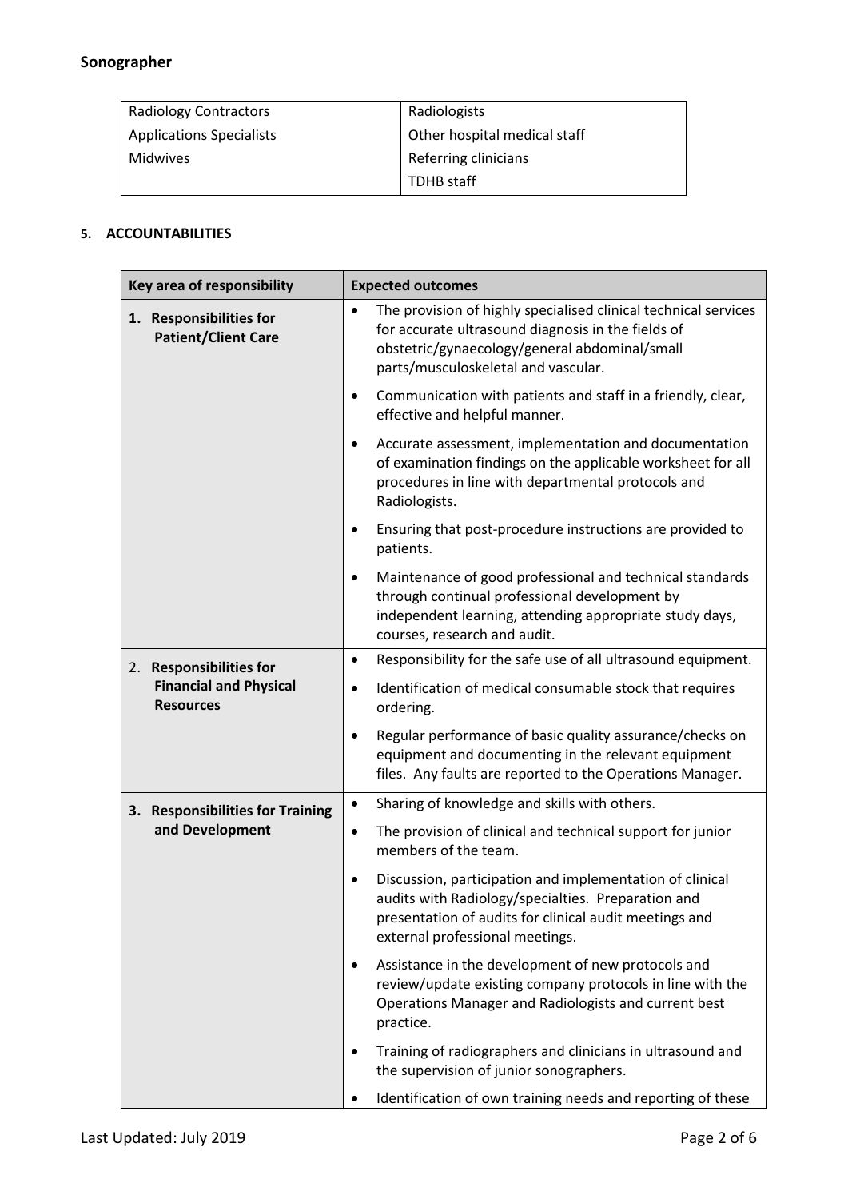## Sonographer

| | |
|---|---|
| Radiology Contractors | Radiologists |
| Applications Specialists | Other hospital medical staff |
| Midwives | Referring clinicians |
| | TDHB staff |

### 5. ACCOUNTABILITIES

| Key area of responsibility | Expected outcomes |
|---|---|
| **1. Responsibilities for Patient/Client Care** | • The provision of highly specialised clinical technical services for accurate ultrasound diagnosis in the fields of obstetric/gynaecology/general abdominal/small parts/musculoskeletal and vascular.<br>• Communication with patients and staff in a friendly, clear, effective and helpful manner.<br>• Accurate assessment, implementation and documentation of examination findings on the applicable worksheet for all procedures in line with departmental protocols and Radiologists.<br>• Ensuring that post-procedure instructions are provided to patients.<br>• Maintenance of good professional and technical standards through continual professional development by independent learning, attending appropriate study days, courses, research and audit. |
| **2. Responsibilities for Financial and Physical Resources** | • Responsibility for the safe use of all ultrasound equipment.<br>• Identification of medical consumable stock that requires ordering.<br>• Regular performance of basic quality assurance/checks on equipment and documenting in the relevant equipment files. Any faults are reported to the Operations Manager. |
| **3. Responsibilities for Training and Development** | • Sharing of knowledge and skills with others.<br>• The provision of clinical and technical support for junior members of the team.<br>• Discussion, participation and implementation of clinical audits with Radiology/specialties. Preparation and presentation of audits for clinical audit meetings and external professional meetings.<br>• Assistance in the development of new protocols and review/update existing company protocols in line with the Operations Manager and Radiologists and current best practice.<br>• Training of radiographers and clinicians in ultrasound and the supervision of junior sonographers.<br>• Identification of own training needs and reporting of these |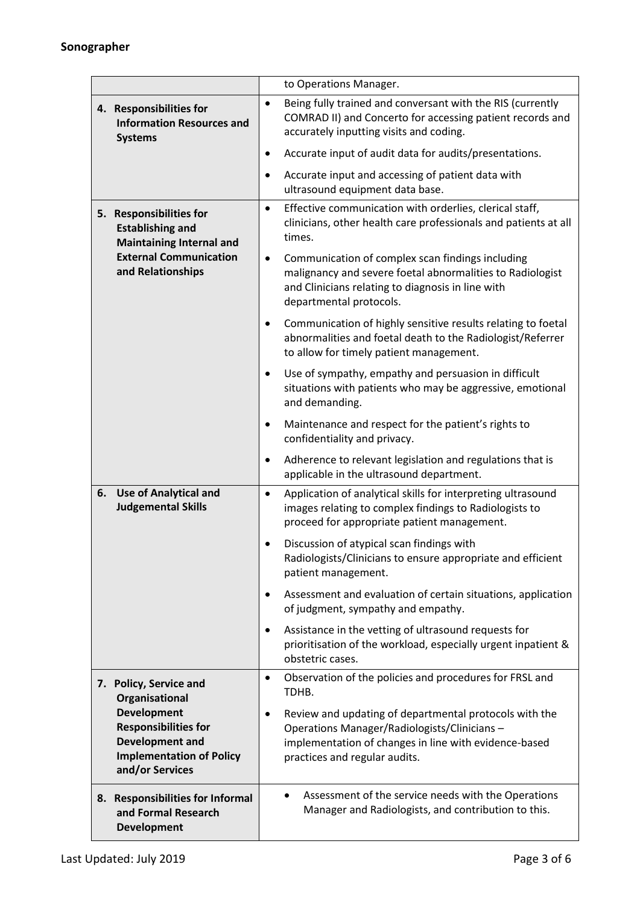## Sonographer

| | |
|---|---|
| | to Operations Manager. |
| **4. Responsibilities for Information Resources and Systems** | • Being fully trained and conversant with the RIS (currently COMRAD II) and Concerto for accessing patient records and accurately inputting visits and coding.<br>• Accurate input of audit data for audits/presentations.<br>• Accurate input and accessing of patient data with ultrasound equipment data base. |
| **5. Responsibilities for Establishing and Maintaining Internal and External Communication and Relationships** | • Effective communication with orderlies, clerical staff, clinicians, other health care professionals and patients at all times.<br>• Communication of complex scan findings including malignancy and severe foetal abnormalities to Radiologist and Clinicians relating to diagnosis in line with departmental protocols.<br>• Communication of highly sensitive results relating to foetal abnormalities and foetal death to the Radiologist/Referrer to allow for timely patient management.<br>• Use of sympathy, empathy and persuasion in difficult situations with patients who may be aggressive, emotional and demanding.<br>• Maintenance and respect for the patient's rights to confidentiality and privacy.<br>• Adherence to relevant legislation and regulations that is applicable in the ultrasound department. |
| **6. Use of Analytical and Judgemental Skills** | • Application of analytical skills for interpreting ultrasound images relating to complex findings to Radiologists to proceed for appropriate patient management.<br>• Discussion of atypical scan findings with Radiologists/Clinicians to ensure appropriate and efficient patient management.<br>• Assessment and evaluation of certain situations, application of judgment, sympathy and empathy.<br>• Assistance in the vetting of ultrasound requests for prioritisation of the workload, especially urgent inpatient & obstetric cases. |
| **7. Policy, Service and Organisational Development Responsibilities for Development and Implementation of Policy and/or Services** | • Observation of the policies and procedures for FRSL and TDHB.<br>• Review and updating of departmental protocols with the Operations Manager/Radiologists/Clinicians – implementation of changes in line with evidence-based practices and regular audits. |
| **8. Responsibilities for Informal and Formal Research Development** | • Assessment of the service needs with the Operations Manager and Radiologists, and contribution to this. |

Last Updated: July 2019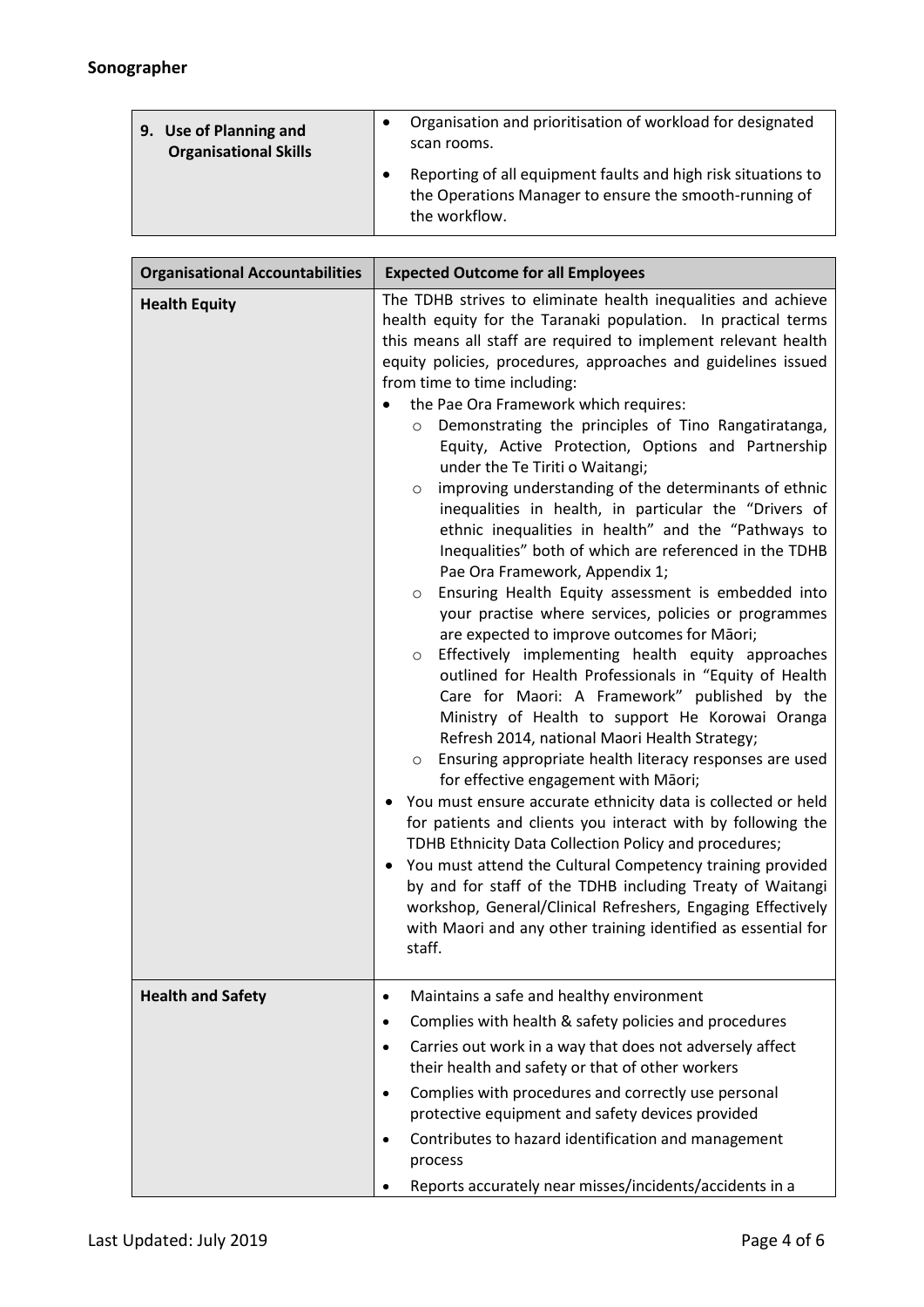**Sonographer**

| 9. Use of Planning and Organisational Skills | • Organisation and prioritisation of workload for designated scan rooms.<br>• Reporting of all equipment faults and high risk situations to the Operations Manager to ensure the smooth-running of the workflow. |
|---|---|

| Organisational Accountabilities | Expected Outcome for all Employees |
|---|---|
| **Health Equity** | The TDHB strives to eliminate health inequalities and achieve health equity for the Taranaki population. In practical terms this means all staff are required to implement relevant health equity policies, procedures, approaches and guidelines issued from time to time including:<br>• the Pae Ora Framework which requires:<br>  ○ Demonstrating the principles of Tino Rangatiratanga, Equity, Active Protection, Options and Partnership under the Te Tiriti o Waitangi;<br>  ○ improving understanding of the determinants of ethnic inequalities in health, in particular the "Drivers of ethnic inequalities in health" and the "Pathways to Inequalities" both of which are referenced in the TDHB Pae Ora Framework, Appendix 1;<br>  ○ Ensuring Health Equity assessment is embedded into your practise where services, policies or programmes are expected to improve outcomes for Māori;<br>  ○ Effectively implementing health equity approaches outlined for Health Professionals in "Equity of Health Care for Maori: A Framework" published by the Ministry of Health to support He Korowai Oranga Refresh 2014, national Maori Health Strategy;<br>  ○ Ensuring appropriate health literacy responses are used for effective engagement with Māori;<br>• You must ensure accurate ethnicity data is collected or held for patients and clients you interact with by following the TDHB Ethnicity Data Collection Policy and procedures;<br>• You must attend the Cultural Competency training provided by and for staff of the TDHB including Treaty of Waitangi workshop, General/Clinical Refreshers, Engaging Effectively with Maori and any other training identified as essential for staff. |
| **Health and Safety** | • Maintains a safe and healthy environment<br>• Complies with health & safety policies and procedures<br>• Carries out work in a way that does not adversely affect their health and safety or that of other workers<br>• Complies with procedures and correctly use personal protective equipment and safety devices provided<br>• Contributes to hazard identification and management process<br>• Reports accurately near misses/incidents/accidents in a |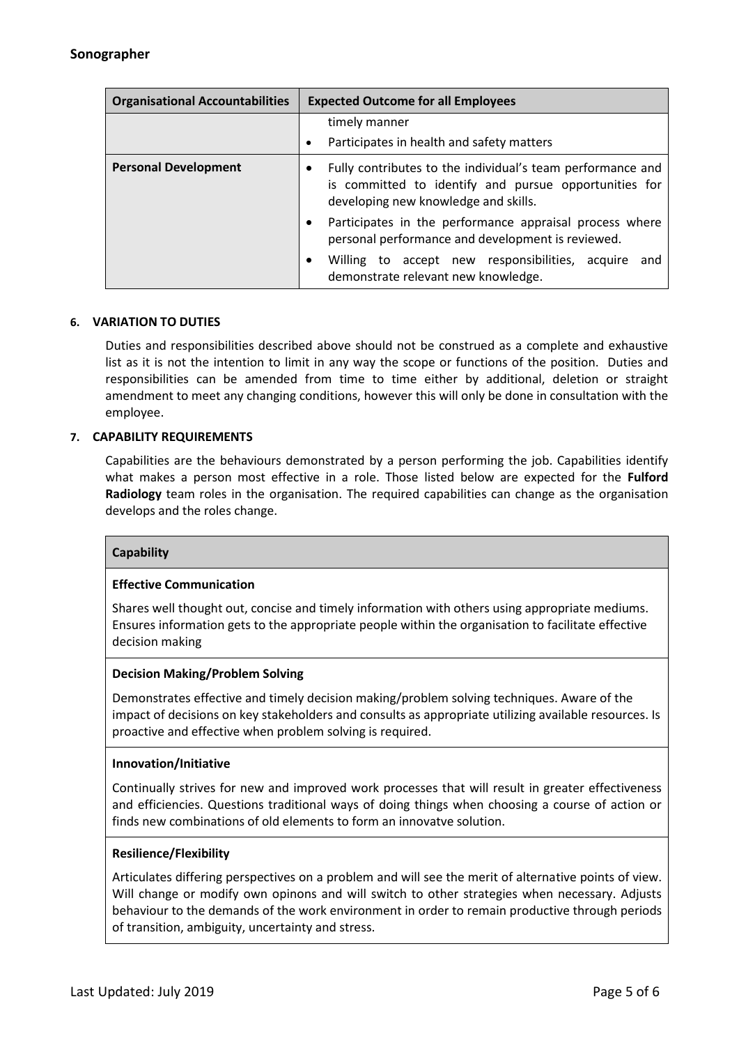| Organisational Accountabilities | Expected Outcome for all Employees |
| --- | --- |
| | timely manner<br>• Participates in health and safety matters |
| **Personal Development** | • Fully contributes to the individual's team performance and is committed to identify and pursue opportunities for developing new knowledge and skills.<br>• Participates in the performance appraisal process where personal performance and development is reviewed.<br>• Willing to accept new responsibilities, acquire and demonstrate relevant new knowledge. |

**6. VARIATION TO DUTIES**

Duties and responsibilities described above should not be construed as a complete and exhaustive list as it is not the intention to limit in any way the scope or functions of the position. Duties and responsibilities can be amended from time to time either by additional, deletion or straight amendment to meet any changing conditions, however this will only be done in consultation with the employee.

**7. CAPABILITY REQUIREMENTS**

Capabilities are the behaviours demonstrated by a person performing the job. Capabilities identify what makes a person most effective in a role. Those listed below are expected for the **Fulford Radiology** team roles in the organisation. The required capabilities can change as the organisation develops and the roles change.

| Capability |
| --- |
| **Effective Communication**<br>Shares well thought out, concise and timely information with others using appropriate mediums. Ensures information gets to the appropriate people within the organisation to facilitate effective decision making |
| **Decision Making/Problem Solving**<br>Demonstrates effective and timely decision making/problem solving techniques. Aware of the impact of decisions on key stakeholders and consults as appropriate utilizing available resources. Is proactive and effective when problem solving is required. |
| **Innovation/Initiative**<br>Continually strives for new and improved work processes that will result in greater effectiveness and efficiencies. Questions traditional ways of doing things when choosing a course of action or finds new combinations of old elements to form an innovatve solution. |
| **Resilience/Flexibility**<br>Articulates differing perspectives on a problem and will see the merit of alternative points of view. Will change or modify own opinons and will switch to other strategies when necessary. Adjusts behaviour to the demands of the work environment in order to remain productive through periods of transition, ambiguity, uncertainty and stress. |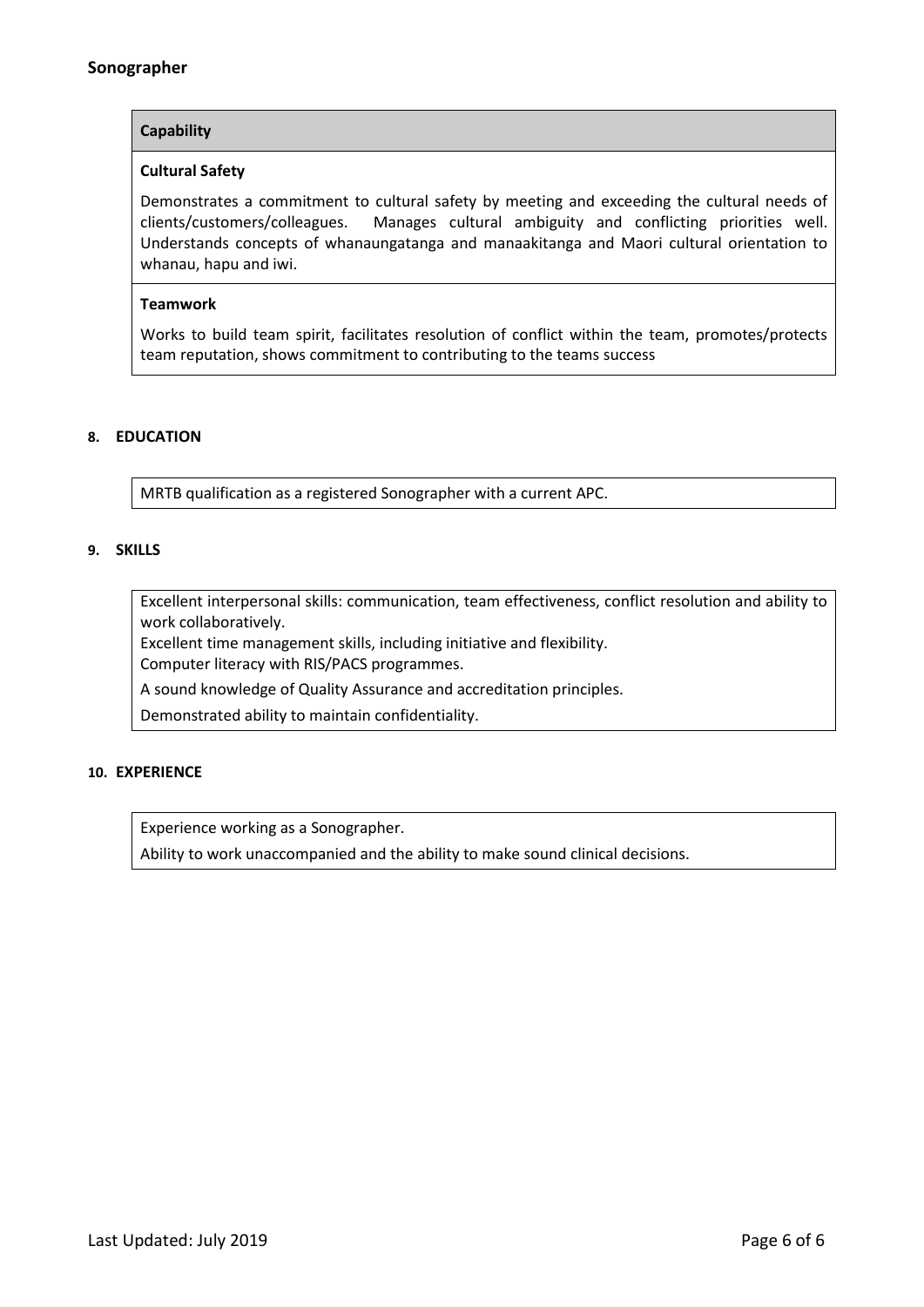**Sonographer**

| Capability |
|---|
| **Cultural Safety**<br><br>Demonstrates a commitment to cultural safety by meeting and exceeding the cultural needs of clients/customers/colleagues. Manages cultural ambiguity and conflicting priorities well. Understands concepts of whanaungatanga and manaakitanga and Maori cultural orientation to whanau, hapu and iwi. |
| **Teamwork**<br><br>Works to build team spirit, facilitates resolution of conflict within the team, promotes/protects team reputation, shows commitment to contributing to the teams success |

## 8. EDUCATION

MRTB qualification as a registered Sonographer with a current APC.

## 9. SKILLS

Excellent interpersonal skills: communication, team effectiveness, conflict resolution and ability to work collaboratively.

Excellent time management skills, including initiative and flexibility.

Computer literacy with RIS/PACS programmes.

A sound knowledge of Quality Assurance and accreditation principles.

Demonstrated ability to maintain confidentiality.

## 10. EXPERIENCE

Experience working as a Sonographer.

Ability to work unaccompanied and the ability to make sound clinical decisions.

Last Updated: July 2019